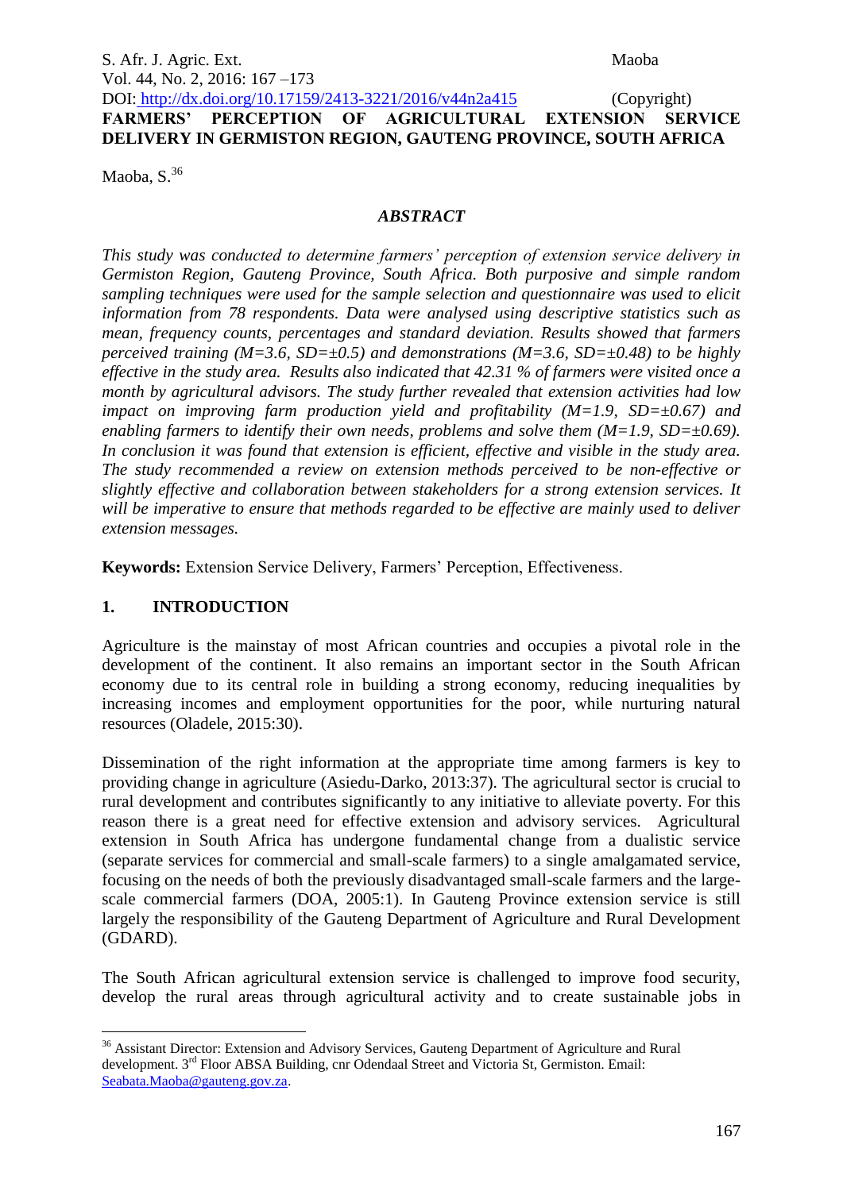# FARMERS' PERCEPTION OF AGRICULTURAL EXTENSION SERVICE DELIVERY IN GERMISTON REGION, GAUTENG PROVINCE, SOUTH AFRICA

Maoba, S.[36]

### *ABSTRACT*

*This study was conducted to determine farmers' perception of extension service delivery in Germiston Region, Gauteng Province, South Africa. Both purposive and simple random sampling techniques were used for the sample selection and questionnaire was used to elicit information from 78 respondents. Data were analysed using descriptive statistics such as mean, frequency counts, percentages and standard deviation. Results showed that farmers perceived training (M=3.6, SD=±0.5) and demonstrations (M=3.6, SD=±0.48) to be highly effective in the study area. Results also indicated that 42.31 % of farmers were visited once a month by agricultural advisors. The study further revealed that extension activities had low impact on improving farm production yield and profitability (M=1.9, SD=±0.67) and enabling farmers to identify their own needs, problems and solve them (M=1.9, SD=±0.69). In conclusion it was found that extension is efficient, effective and visible in the study area. The study recommended a review on extension methods perceived to be non-effective or slightly effective and collaboration between stakeholders for a strong extension services. It will be imperative to ensure that methods regarded to be effective are mainly used to deliver extension messages.*

**Keywords:** Extension Service Delivery, Farmers' Perception, Effectiveness.

## 1. INTRODUCTION

Agriculture is the mainstay of most African countries and occupies a pivotal role in the development of the continent. It also remains an important sector in the South African economy due to its central role in building a strong economy, reducing inequalities by increasing incomes and employment opportunities for the poor, while nurturing natural resources (Oladele, 2015:30).

Dissemination of the right information at the appropriate time among farmers is key to providing change in agriculture (Asiedu-Darko, 2013:37). The agricultural sector is crucial to rural development and contributes significantly to any initiative to alleviate poverty. For this reason there is a great need for effective extension and advisory services. Agricultural extension in South Africa has undergone fundamental change from a dualistic service (separate services for commercial and small-scale farmers) to a single amalgamated service, focusing on the needs of both the previously disadvantaged small-scale farmers and the large-scale commercial farmers (DOA, 2005:1). In Gauteng Province extension service is still largely the responsibility of the Gauteng Department of Agriculture and Rural Development (GDARD).

The South African agricultural extension service is challenged to improve food security, develop the rural areas through agricultural activity and to create sustainable jobs in

---

[36] Assistant Director: Extension and Advisory Services, Gauteng Department of Agriculture and Rural development. 3rd Floor ABSA Building, cnr Odendaal Street and Victoria St, Germiston. Email: Seabata.Maoba@gauteng.gov.za.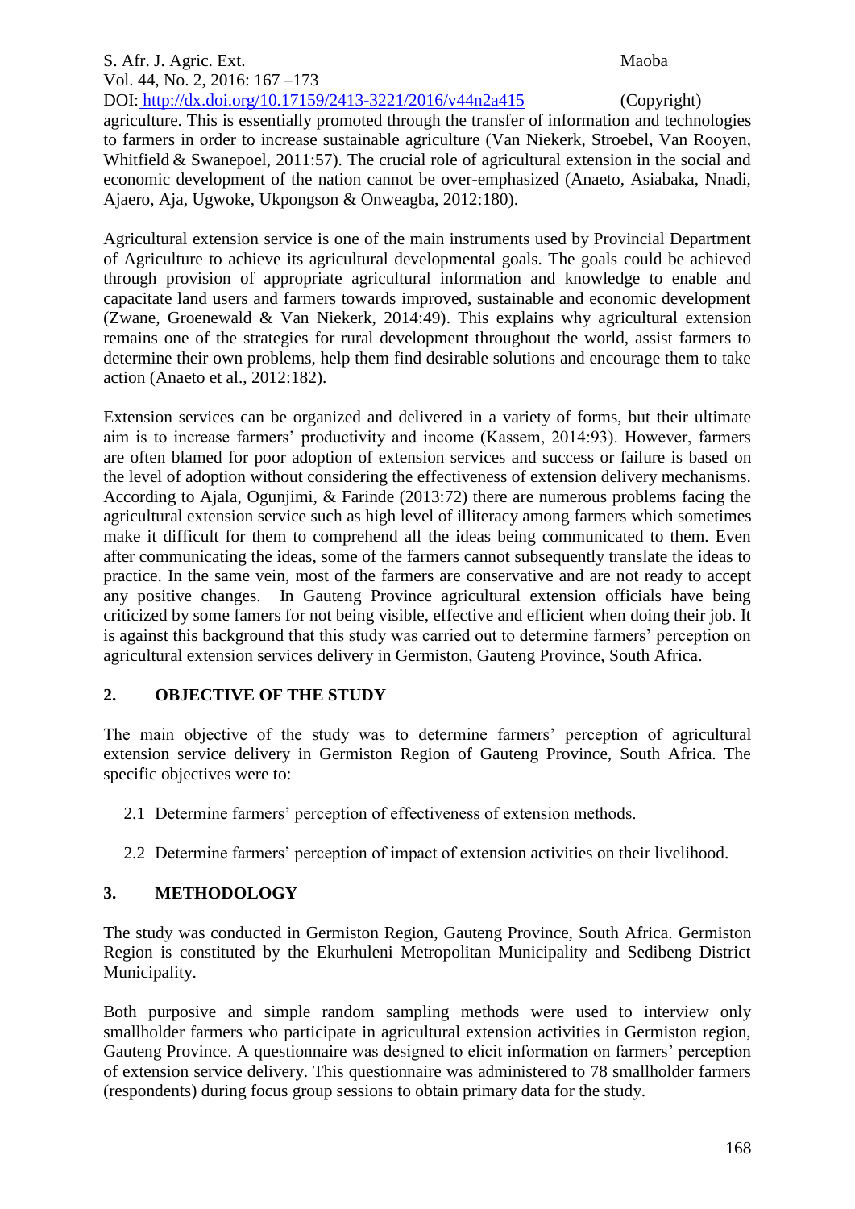agriculture. This is essentially promoted through the transfer of information and technologies to farmers in order to increase sustainable agriculture (Van Niekerk, Stroebel, Van Rooyen, Whitfield & Swanepoel, 2011:57). The crucial role of agricultural extension in the social and economic development of the nation cannot be over-emphasized (Anaeto, Asiabaka, Nnadi, Ajaero, Aja, Ugwoke, Ukpongson & Onweagba, 2012:180).

Agricultural extension service is one of the main instruments used by Provincial Department of Agriculture to achieve its agricultural developmental goals. The goals could be achieved through provision of appropriate agricultural information and knowledge to enable and capacitate land users and farmers towards improved, sustainable and economic development (Zwane, Groenewald & Van Niekerk, 2014:49). This explains why agricultural extension remains one of the strategies for rural development throughout the world, assist farmers to determine their own problems, help them find desirable solutions and encourage them to take action (Anaeto et al., 2012:182).

Extension services can be organized and delivered in a variety of forms, but their ultimate aim is to increase farmers' productivity and income (Kassem, 2014:93). However, farmers are often blamed for poor adoption of extension services and success or failure is based on the level of adoption without considering the effectiveness of extension delivery mechanisms. According to Ajala, Ogunjimi, & Farinde (2013:72) there are numerous problems facing the agricultural extension service such as high level of illiteracy among farmers which sometimes make it difficult for them to comprehend all the ideas being communicated to them. Even after communicating the ideas, some of the farmers cannot subsequently translate the ideas to practice. In the same vein, most of the farmers are conservative and are not ready to accept any positive changes. In Gauteng Province agricultural extension officials have being criticized by some famers for not being visible, effective and efficient when doing their job. It is against this background that this study was carried out to determine farmers' perception on agricultural extension services delivery in Germiston, Gauteng Province, South Africa.

## 2. OBJECTIVE OF THE STUDY

The main objective of the study was to determine farmers' perception of agricultural extension service delivery in Germiston Region of Gauteng Province, South Africa. The specific objectives were to:

2.1 Determine farmers' perception of effectiveness of extension methods.

2.2 Determine farmers' perception of impact of extension activities on their livelihood.

## 3. METHODOLOGY

The study was conducted in Germiston Region, Gauteng Province, South Africa. Germiston Region is constituted by the Ekurhuleni Metropolitan Municipality and Sedibeng District Municipality.

Both purposive and simple random sampling methods were used to interview only smallholder farmers who participate in agricultural extension activities in Germiston region, Gauteng Province. A questionnaire was designed to elicit information on farmers' perception of extension service delivery. This questionnaire was administered to 78 smallholder farmers (respondents) during focus group sessions to obtain primary data for the study.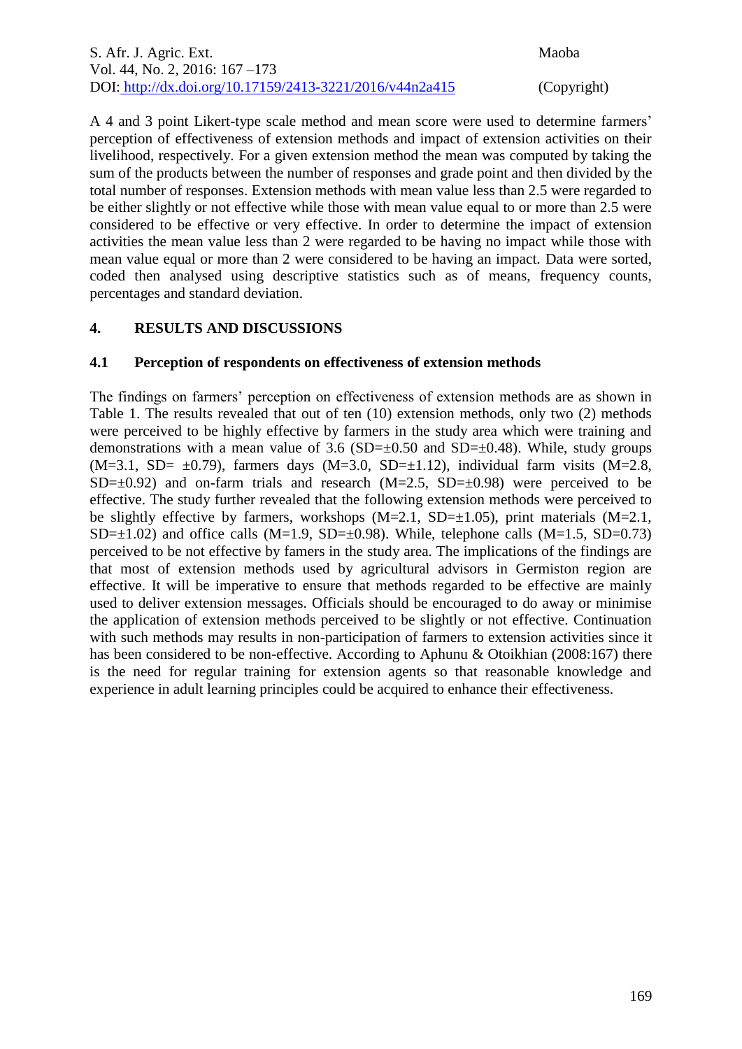A 4 and 3 point Likert-type scale method and mean score were used to determine farmers' perception of effectiveness of extension methods and impact of extension activities on their livelihood, respectively. For a given extension method the mean was computed by taking the sum of the products between the number of responses and grade point and then divided by the total number of responses. Extension methods with mean value less than 2.5 were regarded to be either slightly or not effective while those with mean value equal to or more than 2.5 were considered to be effective or very effective. In order to determine the impact of extension activities the mean value less than 2 were regarded to be having no impact while those with mean value equal to or more than 2 were considered to be having an impact. Data were sorted, coded then analysed using descriptive statistics such as of means, frequency counts, percentages and standard deviation.

## 4. RESULTS AND DISCUSSIONS

### 4.1 Perception of respondents on effectiveness of extension methods

The findings on farmers' perception on effectiveness of extension methods are as shown in Table 1. The results revealed that out of ten (10) extension methods, only two (2) methods were perceived to be highly effective by farmers in the study area which were training and demonstrations with a mean value of 3.6 (SD=±0.50 and SD=±0.48). While, study groups (M=3.1, SD= ±0.79), farmers days (M=3.0, SD=±1.12), individual farm visits (M=2.8, SD=±0.92) and on-farm trials and research (M=2.5, SD=±0.98) were perceived to be effective. The study further revealed that the following extension methods were perceived to be slightly effective by farmers, workshops (M=2.1, SD=±1.05), print materials (M=2.1, SD=±1.02) and office calls (M=1.9, SD=±0.98). While, telephone calls (M=1.5, SD=0.73) perceived to be not effective by famers in the study area. The implications of the findings are that most of extension methods used by agricultural advisors in Germiston region are effective. It will be imperative to ensure that methods regarded to be effective are mainly used to deliver extension messages. Officials should be encouraged to do away or minimise the application of extension methods perceived to be slightly or not effective. Continuation with such methods may results in non-participation of farmers to extension activities since it has been considered to be non-effective. According to Aphunu & Otoikhian (2008:167) there is the need for regular training for extension agents so that reasonable knowledge and experience in adult learning principles could be acquired to enhance their effectiveness.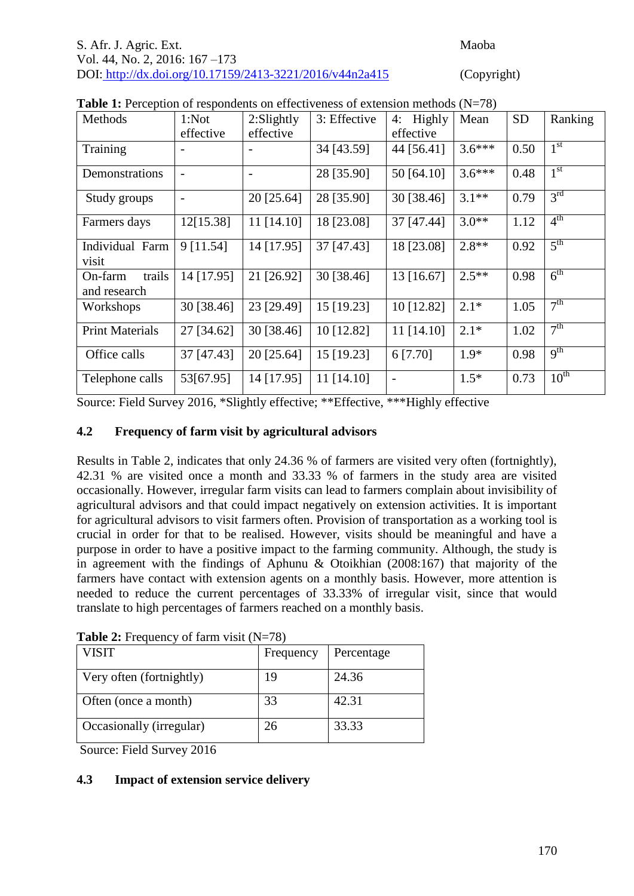**Table 1:** Perception of respondents on effectiveness of extension methods (N=78)

| Methods | 1:Not effective | 2:Slightly effective | 3: Effective | 4: Highly effective | Mean | SD | Ranking |
|---|---|---|---|---|---|---|---|
| Training | - | - | 34 [43.59] | 44 [56.41] | 3.6*** | 0.50 | 1st |
| Demonstrations | - | - | 28 [35.90] | 50 [64.10] | 3.6*** | 0.48 | 1st |
| Study groups | - | 20 [25.64] | 28 [35.90] | 30 [38.46] | 3.1** | 0.79 | 3rd |
| Farmers days | 12[15.38] | 11 [14.10] | 18 [23.08] | 37 [47.44] | 3.0** | 1.12 | 4th |
| Individual Farm visit | 9 [11.54] | 14 [17.95] | 37 [47.43] | 18 [23.08] | 2.8** | 0.92 | 5th |
| On-farm trails and research | 14 [17.95] | 21 [26.92] | 30 [38.46] | 13 [16.67] | 2.5** | 0.98 | 6th |
| Workshops | 30 [38.46] | 23 [29.49] | 15 [19.23] | 10 [12.82] | 2.1* | 1.05 | 7th |
| Print Materials | 27 [34.62] | 30 [38.46] | 10 [12.82] | 11 [14.10] | 2.1* | 1.02 | 7th |
| Office calls | 37 [47.43] | 20 [25.64] | 15 [19.23] | 6 [7.70] | 1.9* | 0.98 | 9th |
| Telephone calls | 53[67.95] | 14 [17.95] | 11 [14.10] | - | 1.5* | 0.73 | 10th |

Source: Field Survey 2016, *Slightly effective; **Effective, ***Highly effective

### 4.2 Frequency of farm visit by agricultural advisors

Results in Table 2, indicates that only 24.36 % of farmers are visited very often (fortnightly), 42.31 % are visited once a month and 33.33 % of farmers in the study area are visited occasionally. However, irregular farm visits can lead to farmers complain about invisibility of agricultural advisors and that could impact negatively on extension activities. It is important for agricultural advisors to visit farmers often. Provision of transportation as a working tool is crucial in order for that to be realised. However, visits should be meaningful and have a purpose in order to have a positive impact to the farming community. Although, the study is in agreement with the findings of Aphunu & Otoikhian (2008:167) that majority of the farmers have contact with extension agents on a monthly basis. However, more attention is needed to reduce the current percentages of 33.33% of irregular visit, since that would translate to high percentages of farmers reached on a monthly basis.

**Table 2:** Frequency of farm visit (N=78)

| VISIT | Frequency | Percentage |
|---|---|---|
| Very often (fortnightly) | 19 | 24.36 |
| Often (once a month) | 33 | 42.31 |
| Occasionally (irregular) | 26 | 33.33 |

Source: Field Survey 2016

### 4.3 Impact of extension service delivery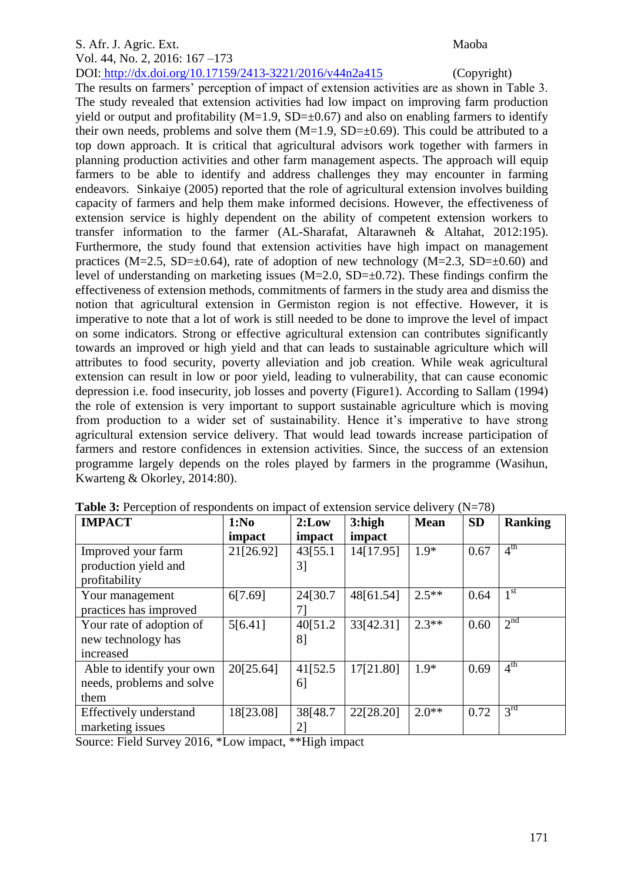The results on farmers' perception of impact of extension activities are as shown in Table 3. The study revealed that extension activities had low impact on improving farm production yield or output and profitability (M=1.9, SD=±0.67) and also on enabling farmers to identify their own needs, problems and solve them (M=1.9, SD=±0.69). This could be attributed to a top down approach. It is critical that agricultural advisors work together with farmers in planning production activities and other farm management aspects. The approach will equip farmers to be able to identify and address challenges they may encounter in farming endeavors. Sinkaiye (2005) reported that the role of agricultural extension involves building capacity of farmers and help them make informed decisions. However, the effectiveness of extension service is highly dependent on the ability of competent extension workers to transfer information to the farmer (AL-Sharafat, Altarawneh & Altahat, 2012:195). Furthermore, the study found that extension activities have high impact on management practices (M=2.5, SD=±0.64), rate of adoption of new technology (M=2.3, SD=±0.60) and level of understanding on marketing issues (M=2.0, SD=±0.72). These findings confirm the effectiveness of extension methods, commitments of farmers in the study area and dismiss the notion that agricultural extension in Germiston region is not effective. However, it is imperative to note that a lot of work is still needed to be done to improve the level of impact on some indicators. Strong or effective agricultural extension can contributes significantly towards an improved or high yield and that can leads to sustainable agriculture which will attributes to food security, poverty alleviation and job creation. While weak agricultural extension can result in low or poor yield, leading to vulnerability, that can cause economic depression i.e. food insecurity, job losses and poverty (Figure1). According to Sallam (1994) the role of extension is very important to support sustainable agriculture which is moving from production to a wider set of sustainability. Hence it's imperative to have strong agricultural extension service delivery. That would lead towards increase participation of farmers and restore confidences in extension activities. Since, the success of an extension programme largely depends on the roles played by farmers in the programme (Wasihun, Kwarteng & Okorley, 2014:80).

**Table 3:** Perception of respondents on impact of extension service delivery (N=78)

| IMPACT | 1:No impact | 2:Low impact | 3:high impact | Mean | SD | Ranking |
|---|---|---|---|---|---|---|
| Improved your farm production yield and profitability | 21[26.92] | 43[55.13] | 14[17.95] | 1.9* | 0.67 | 4th |
| Your management practices has improved | 6[7.69] | 24[30.77] | 48[61.54] | 2.5** | 0.64 | 1st |
| Your rate of adoption of new technology has increased | 5[6.41] | 40[51.28] | 33[42.31] | 2.3** | 0.60 | 2nd |
| Able to identify your own needs, problems and solve them | 20[25.64] | 41[52.56] | 17[21.80] | 1.9* | 0.69 | 4th |
| Effectively understand marketing issues | 18[23.08] | 38[48.72] | 22[28.20] | 2.0** | 0.72 | 3rd |

Source: Field Survey 2016, *Low impact, **High impact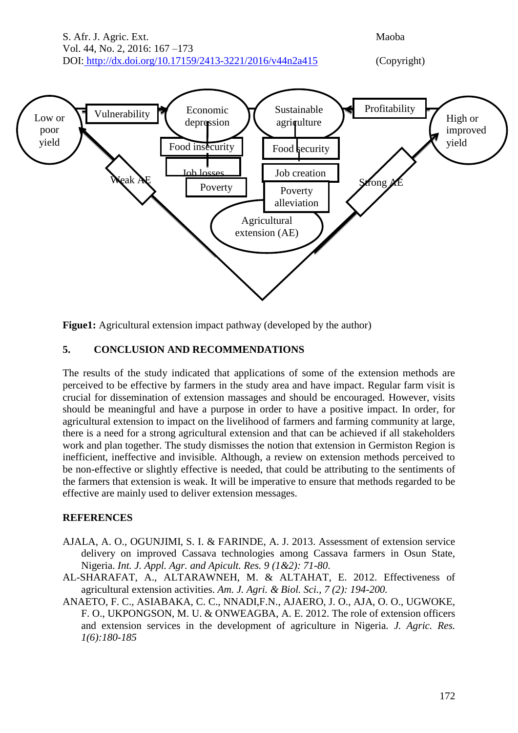Low or poor yield

Vulnerability

Economic depression

Food insecurity

Job losses

Poverty

Weak AE

Agricultural extension (AE)

Sustainable agriculture

Food security

Job creation

Poverty alleviation

Profitability

Strong AE

High or improved yield

**Figue1:** Agricultural extension impact pathway (developed by the author)

## 5. CONCLUSION AND RECOMMENDATIONS

The results of the study indicated that applications of some of the extension methods are perceived to be effective by farmers in the study area and have impact. Regular farm visit is crucial for dissemination of extension massages and should be encouraged. However, visits should be meaningful and have a purpose in order to have a positive impact. In order, for agricultural extension to impact on the livelihood of farmers and farming community at large, there is a need for a strong agricultural extension and that can be achieved if all stakeholders work and plan together. The study dismisses the notion that extension in Germiston Region is inefficient, ineffective and invisible. Although, a review on extension methods perceived to be non-effective or slightly effective is needed, that could be attributing to the sentiments of the farmers that extension is weak. It will be imperative to ensure that methods regarded to be effective are mainly used to deliver extension messages.

## REFERENCES

AJALA, A. O., OGUNJIMI, S. I. & FARINDE, A. J. 2013. Assessment of extension service delivery on improved Cassava technologies among Cassava farmers in Osun State, Nigeria. *Int. J. Appl. Agr. and Apicult. Res. 9 (1&2): 71-80.*

AL-SHARAFAT, A., ALTARAWNEH, M. & ALTAHAT, E. 2012. Effectiveness of agricultural extension activities. *Am. J. Agri. & Biol. Sci., 7 (2): 194-200.*

ANAETO, F. C., ASIABAKA, C. C., NNADI,F.N., AJAERO, J. O., AJA, O. O., UGWOKE, F. O., UKPONGSON, M. U. & ONWEAGBA, A. E. 2012. The role of extension officers and extension services in the development of agriculture in Nigeria. *J. Agric. Res. 1(6):180-185*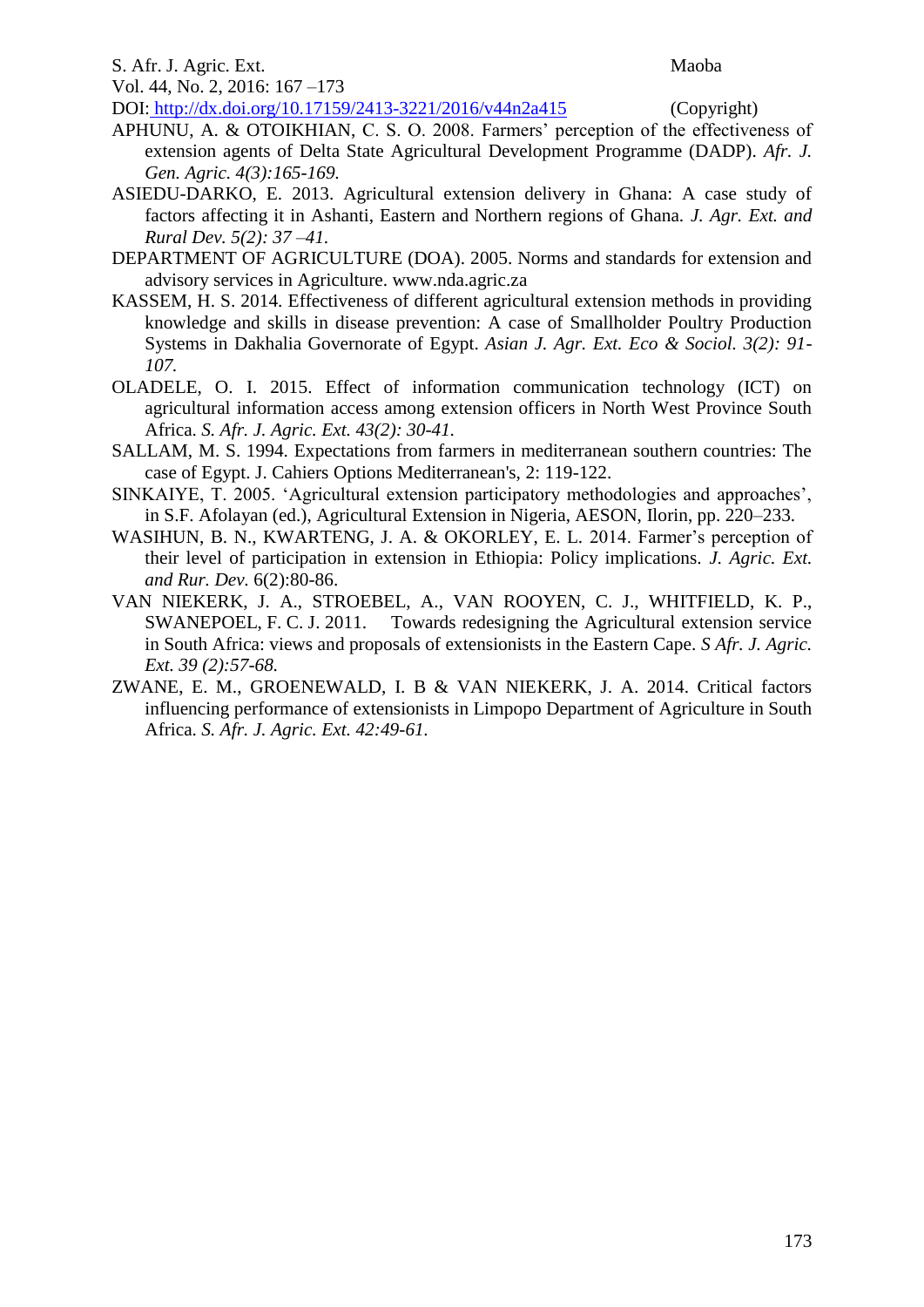APHUNU, A. & OTOIKHIAN, C. S. O. 2008. Farmers' perception of the effectiveness of extension agents of Delta State Agricultural Development Programme (DADP). *Afr. J. Gen. Agric. 4(3):165-169.*

ASIEDU-DARKO, E. 2013. Agricultural extension delivery in Ghana: A case study of factors affecting it in Ashanti, Eastern and Northern regions of Ghana. *J. Agr. Ext. and Rural Dev. 5(2): 37 –41.*

DEPARTMENT OF AGRICULTURE (DOA). 2005. Norms and standards for extension and advisory services in Agriculture. www.nda.agric.za

KASSEM, H. S. 2014. Effectiveness of different agricultural extension methods in providing knowledge and skills in disease prevention: A case of Smallholder Poultry Production Systems in Dakhalia Governorate of Egypt. *Asian J. Agr. Ext. Eco & Sociol. 3(2): 91-107.*

OLADELE, O. I. 2015. Effect of information communication technology (ICT) on agricultural information access among extension officers in North West Province South Africa. *S. Afr. J. Agric. Ext. 43(2): 30-41.*

SALLAM, M. S. 1994. Expectations from farmers in mediterranean southern countries: The case of Egypt. J. Cahiers Options Mediterranean's, 2: 119-122.

SINKAIYE, T. 2005. 'Agricultural extension participatory methodologies and approaches', in S.F. Afolayan (ed.), Agricultural Extension in Nigeria, AESON, Ilorin, pp. 220–233.

WASIHUN, B. N., KWARTENG, J. A. & OKORLEY, E. L. 2014. Farmer's perception of their level of participation in extension in Ethiopia: Policy implications. *J. Agric. Ext. and Rur. Dev.* 6(2):80-86.

VAN NIEKERK, J. A., STROEBEL, A., VAN ROOYEN, C. J., WHITFIELD, K. P., SWANEPOEL, F. C. J. 2011. Towards redesigning the Agricultural extension service in South Africa: views and proposals of extensionists in the Eastern Cape. *S Afr. J. Agric. Ext. 39 (2):57-68.*

ZWANE, E. M., GROENEWALD, I. B & VAN NIEKERK, J. A. 2014. Critical factors influencing performance of extensionists in Limpopo Department of Agriculture in South Africa. *S. Afr. J. Agric. Ext. 42:49-61.*